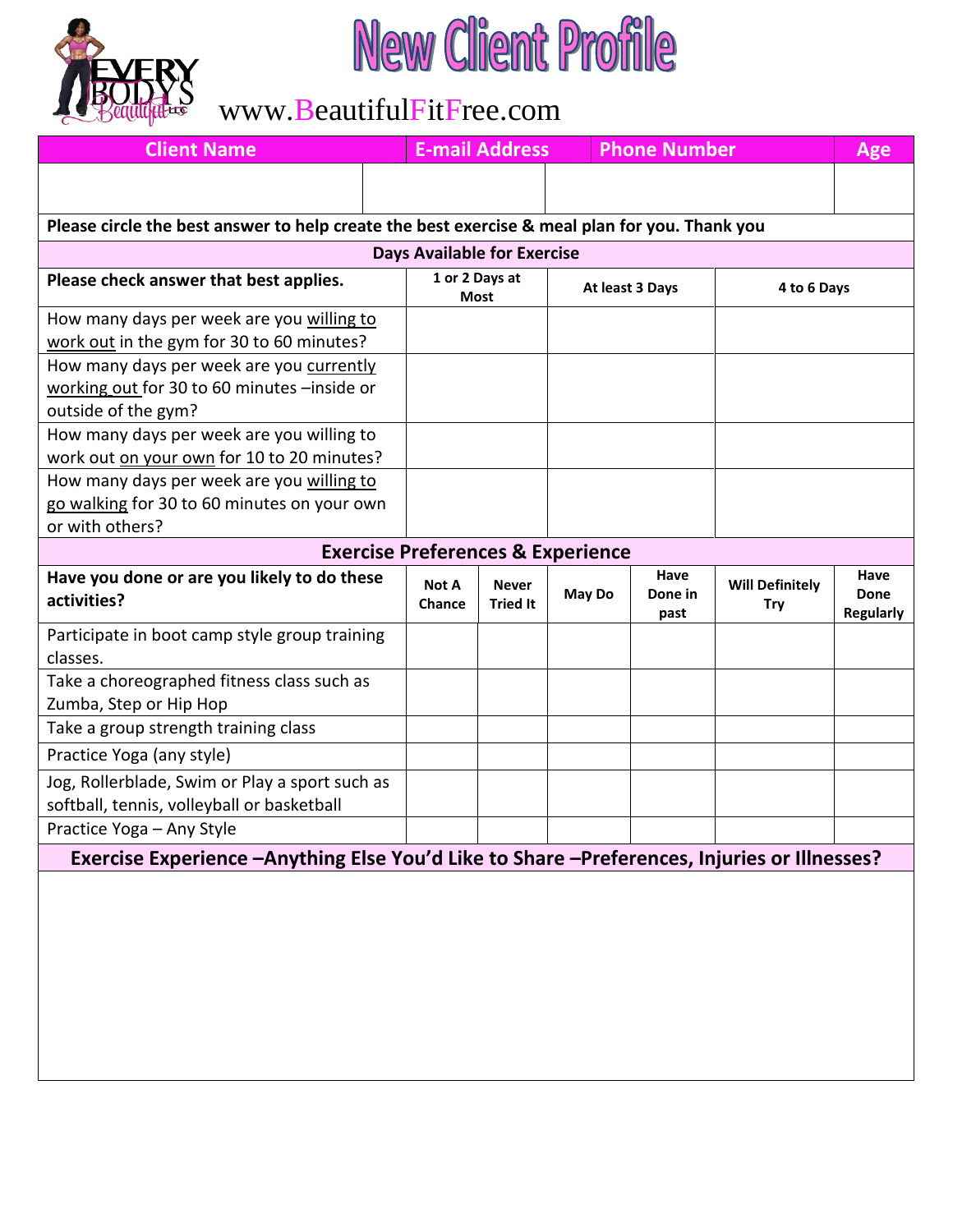# New Client Profile

www.BeautifulFitFree.com

| Client Name | E-mail Address | Phone Number | Age |
|---|---|---|---|
| | | | |

**Please circle the best answer to help create the best exercise & meal plan for you. Thank you**

## Days Available for Exercise

| Please check answer that best applies. | 1 or 2 Days at Most | At least 3 Days | 4 to 6 Days |
|---|---|---|---|
| How many days per week are you willing to work out in the gym for 30 to 60 minutes? | | | |
| How many days per week are you currently working out for 30 to 60 minutes –inside or outside of the gym? | | | |
| How many days per week are you willing to work out on your own for 10 to 20 minutes? | | | |
| How many days per week are you willing to go walking for 30 to 60 minutes on your own or with others? | | | |

## Exercise Preferences & Experience

| Have you done or are you likely to do these activities? | Not A Chance | Never Tried It | May Do | Have Done in past | Will Definitely Try | Have Done Regularly |
|---|---|---|---|---|---|---|
| Participate in boot camp style group training classes. | | | | | | |
| Take a choreographed fitness class such as Zumba, Step or Hip Hop | | | | | | |
| Take a group strength training class | | | | | | |
| Practice Yoga (any style) | | | | | | |
| Jog, Rollerblade, Swim or Play a sport such as softball, tennis, volleyball or basketball | | | | | | |
| Practice Yoga – Any Style | | | | | | |

## Exercise Experience –Anything Else You'd Like to Share –Preferences, Injuries or Illnesses?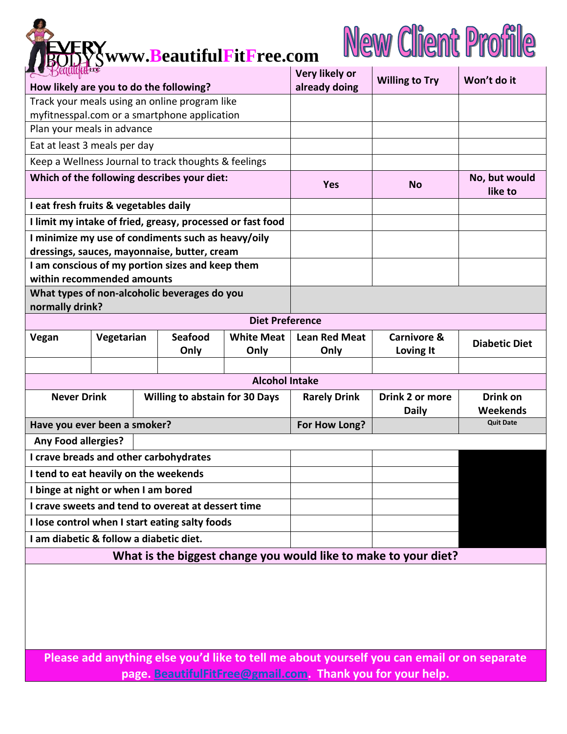EVERY BODY'S Beautiful LLC **www.BeautifulFitFree.com**

# New Client Profile

| **How likely are you to do the following?** | **Very likely or already doing** | **Willing to Try** | **Won't do it** |
|---|---|---|---|
| Track your meals using an online program like myfitnesspal.com or a smartphone application | | | |
| Plan your meals in advance | | | |
| Eat at least 3 meals per day | | | |
| Keep a Wellness Journal to track thoughts & feelings | | | |
| **Which of the following describes your diet:** | **Yes** | **No** | **No, but would like to** |
| **I eat fresh fruits & vegetables daily** | | | |
| **I limit my intake of fried, greasy, processed or fast food** | | | |
| **I minimize my use of condiments such as heavy/oily dressings, sauces, mayonnaise, butter, cream** | | | |
| **I am conscious of my portion sizes and keep them within recommended amounts** | | | |
| **What types of non-alcoholic beverages do you normally drink?** | | | |

**Diet Preference**

| Vegan | Vegetarian | Seafood Only | White Meat Only | Lean Red Meat Only | Carnivore & Loving It | Diabetic Diet |
|---|---|---|---|---|---|---|
| | | | | | | |

**Alcohol Intake**

| Never Drink | Willing to abstain for 30 Days | Rarely Drink | Drink 2 or more Daily | Drink on Weekends |
|---|---|---|---|---|

| | | | |
|---|---|---|---|
| **Have you ever been a smoker?** | **For How Long?** | | Quit Date |
| **Any Food allergies?** | | | |

| | | | |
|---|---|---|---|
| **I crave breads and other carbohydrates** | | | |
| **I tend to eat heavily on the weekends** | | | |
| **I binge at night or when I am bored** | | | |
| **I crave sweets and tend to overeat at dessert time** | | | |
| **I lose control when I start eating salty foods** | | | |
| **I am diabetic & follow a diabetic diet.** | | | |

**What is the biggest change you would like to make to your diet?**

**Please add anything else you'd like to tell me about yourself you can email or on separate page. BeautifulFitFree@gmail.com. Thank you for your help.**